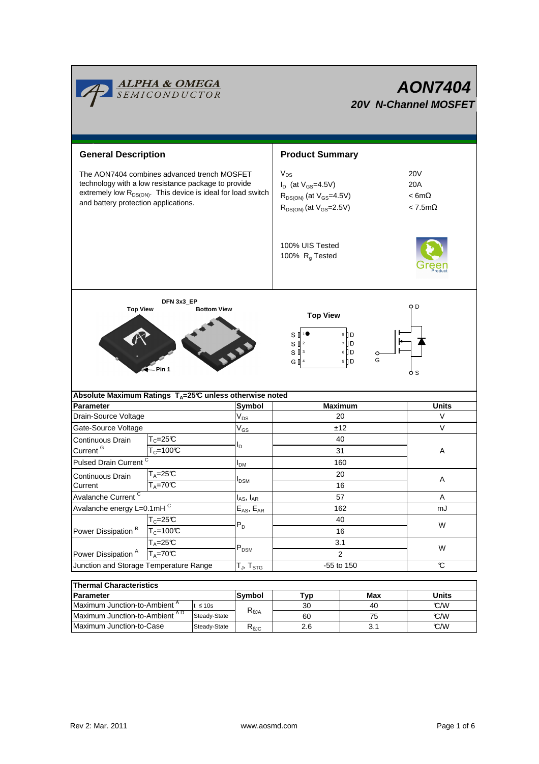# AON7404

## 20V N-Channel MOSFET

ALPHA & OMEGA SEMICONDUCTOR

## General Description

The AON7404 combines advanced trench MOSFET technology with a low resistance package to provide extremely low $R_{DS(ON)}$. This device is ideal for load switch and battery protection applications.

## Product Summary

| | |
|---|---|
| $V_{DS}$ | 20V |
| $I_D$ (at $V_{GS}$=4.5V) | 20A |
| $R_{DS(ON)}$ (at $V_{GS}$=4.5V) | < 6mΩ |
| $R_{DS(ON)}$ (at $V_{GS}$=2.5V) | < 7.5mΩ |

100% UIS Tested
100% $R_g$ Tested

DFN 3x3_EP

Top View    Bottom View

Pin 1

Top View

S 1 ● 8 D
S 2 7 D
S 3 6 D
G 4 5 D

D, G, S

## Absolute Maximum Ratings $T_A$=25°C unless otherwise noted

| Parameter | | Symbol | Maximum | Units |
|---|---|---|---|---|
| Drain-Source Voltage | | $V_{DS}$ | 20 | V |
| Gate-Source Voltage | | $V_{GS}$ | ±12 | V |
| Continuous Drain Current [G] | $T_C$=25°C | $I_D$ | 40 | A |
| | $T_C$=100°C | | 31 | |
| Pulsed Drain Current [C] | | $I_{DM}$ | 160 | |
| Continuous Drain Current | $T_A$=25°C | $I_{DSM}$ | 20 | A |
| | $T_A$=70°C | | 16 | |
| Avalanche Current [C] | | $I_{AS}$, $I_{AR}$ | 57 | A |
| Avalanche energy L=0.1mH [C] | | $E_{AS}$, $E_{AR}$ | 162 | mJ |
| Power Dissipation [B] | $T_C$=25°C | $P_D$ | 40 | W |
| | $T_C$=100°C | | 16 | |
| Power Dissipation [A] | $T_A$=25°C | $P_{DSM}$ | 3.1 | W |
| | $T_A$=70°C | | 2 | |
| Junction and Storage Temperature Range | | $T_J$, $T_{STG}$ | -55 to 150 | °C |

## Thermal Characteristics

| Parameter | | Symbol | Typ | Max | Units |
|---|---|---|---|---|---|
| Maximum Junction-to-Ambient [A] | t ≤ 10s | $R_{\theta JA}$ | 30 | 40 | °C/W |
| Maximum Junction-to-Ambient [A D] | Steady-State | | 60 | 75 | °C/W |
| Maximum Junction-to-Case | Steady-State | $R_{\theta JC}$ | 2.6 | 3.1 | °C/W |

Rev 2: Mar. 2011    www.aosmd.com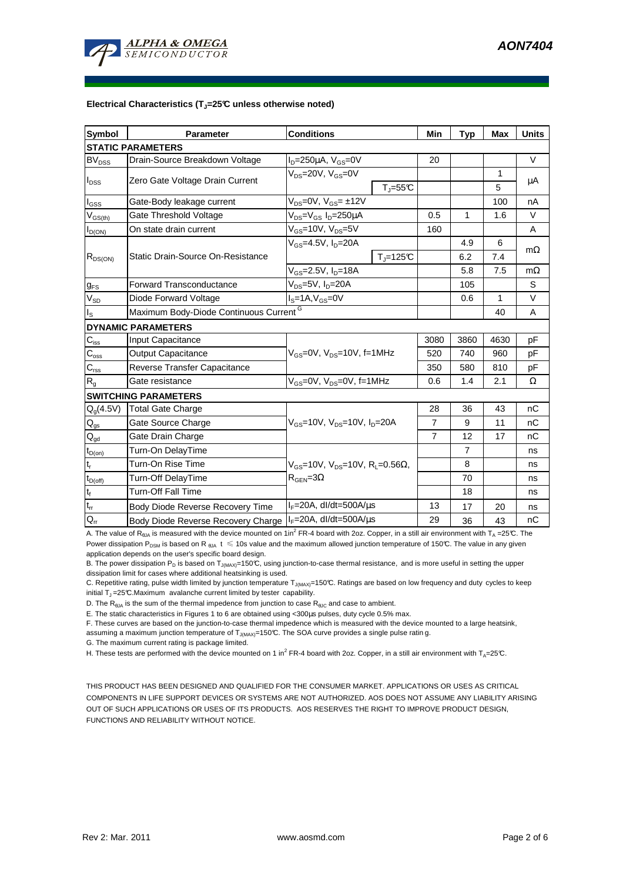**Electrical Characteristics ($T_J$=25°C unless otherwise noted)**

| Symbol | Parameter | Conditions | | Min | Typ | Max | Units |
|---|---|---|---|---|---|---|---|
| **STATIC PARAMETERS** | | | | | | | |
| $BV_{DSS}$ | Drain-Source Breakdown Voltage | $I_D$=250µA, $V_{GS}$=0V | | 20 | | | V |
| $I_{DSS}$ | Zero Gate Voltage Drain Current | $V_{DS}$=20V, $V_{GS}$=0V | | | | 1 | µA |
| | | | $T_J$=55°C | | | 5 | |
| $I_{GSS}$ | Gate-Body leakage current | $V_{DS}$=0V, $V_{GS}$= ±12V | | | | 100 | nA |
| $V_{GS(th)}$ | Gate Threshold Voltage | $V_{DS}$=$V_{GS}$ $I_D$=250µA | | 0.5 | 1 | 1.6 | V |
| $I_{D(ON)}$ | On state drain current | $V_{GS}$=10V, $V_{DS}$=5V | | 160 | | | A |
| $R_{DS(ON)}$ | Static Drain-Source On-Resistance | $V_{GS}$=4.5V, $I_D$=20A | | | 4.9 | 6 | mΩ |
| | | | $T_J$=125°C | | 6.2 | 7.4 | |
| | | $V_{GS}$=2.5V, $I_D$=18A | | | 5.8 | 7.5 | mΩ |
| $g_{FS}$ | Forward Transconductance | $V_{DS}$=5V, $I_D$=20A | | | 105 | | S |
| $V_{SD}$ | Diode Forward Voltage | $I_S$=1A,$V_{GS}$=0V | | | 0.6 | 1 | V |
| $I_S$ | Maximum Body-Diode Continuous Current [G] | | | | | 40 | A |
| **DYNAMIC PARAMETERS** | | | | | | | |
| $C_{iss}$ | Input Capacitance | $V_{GS}$=0V, $V_{DS}$=10V, f=1MHz | | 3080 | 3860 | 4630 | pF |
| $C_{oss}$ | Output Capacitance | | | 520 | 740 | 960 | pF |
| $C_{rss}$ | Reverse Transfer Capacitance | | | 350 | 580 | 810 | pF |
| $R_g$ | Gate resistance | $V_{GS}$=0V, $V_{DS}$=0V, f=1MHz | | 0.6 | 1.4 | 2.1 | Ω |
| **SWITCHING PARAMETERS** | | | | | | | |
| $Q_g$(4.5V) | Total Gate Charge | $V_{GS}$=10V, $V_{DS}$=10V, $I_D$=20A | | 28 | 36 | 43 | nC |
| $Q_{gs}$ | Gate Source Charge | | | 7 | 9 | 11 | nC |
| $Q_{gd}$ | Gate Drain Charge | | | 7 | 12 | 17 | nC |
| $t_{D(on)}$ | Turn-On DelayTime | $V_{GS}$=10V, $V_{DS}$=10V, $R_L$=0.56Ω, $R_{GEN}$=3Ω | | | 7 | | ns |
| $t_r$ | Turn-On Rise Time | | | | 8 | | ns |
| $t_{D(off)}$ | Turn-Off DelayTime | | | | 70 | | ns |
| $t_f$ | Turn-Off Fall Time | | | | 18 | | ns |
| $t_{rr}$ | Body Diode Reverse Recovery Time | $I_F$=20A, dI/dt=500A/µs | | 13 | 17 | 20 | ns |
| $Q_{rr}$ | Body Diode Reverse Recovery Charge | $I_F$=20A, dI/dt=500A/µs | | 29 | 36 | 43 | nC |

A. The value of $R_{\theta JA}$ is measured with the device mounted on 1in$^2$ FR-4 board with 2oz. Copper, in a still air environment with $T_A$ =25°C. The Power dissipation $P_{DSM}$ is based on $R_{\theta JA}$ t ≤ 10s value and the maximum allowed junction temperature of 150°C. The value in any given application depends on the user's specific board design.

B. The power dissipation $P_D$ is based on $T_{J(MAX)}$=150°C, using junction-to-case thermal resistance, and is more useful in setting the upper dissipation limit for cases where additional heatsinking is used.

C. Repetitive rating, pulse width limited by junction temperature $T_{J(MAX)}$=150°C. Ratings are based on low frequency and duty cycles to keep initial $T_J$ =25°C.Maximum avalanche current limited by tester capability.

D. The $R_{\theta JA}$ is the sum of the thermal impedence from junction to case $R_{\theta JC}$ and case to ambient.

E. The static characteristics in Figures 1 to 6 are obtained using <300µs pulses, duty cycle 0.5% max.

F. These curves are based on the junction-to-case thermal impedence which is measured with the device mounted to a large heatsink, assuming a maximum junction temperature of $T_{J(MAX)}$=150°C. The SOA curve provides a single pulse rating.

G. The maximum current rating is package limited.

H. These tests are performed with the device mounted on 1 in$^2$ FR-4 board with 2oz. Copper, in a still air environment with $T_A$=25°C.

THIS PRODUCT HAS BEEN DESIGNED AND QUALIFIED FOR THE CONSUMER MARKET. APPLICATIONS OR USES AS CRITICAL COMPONENTS IN LIFE SUPPORT DEVICES OR SYSTEMS ARE NOT AUTHORIZED. AOS DOES NOT ASSUME ANY LIABILITY ARISING OUT OF SUCH APPLICATIONS OR USES OF ITS PRODUCTS. AOS RESERVES THE RIGHT TO IMPROVE PRODUCT DESIGN, FUNCTIONS AND RELIABILITY WITHOUT NOTICE.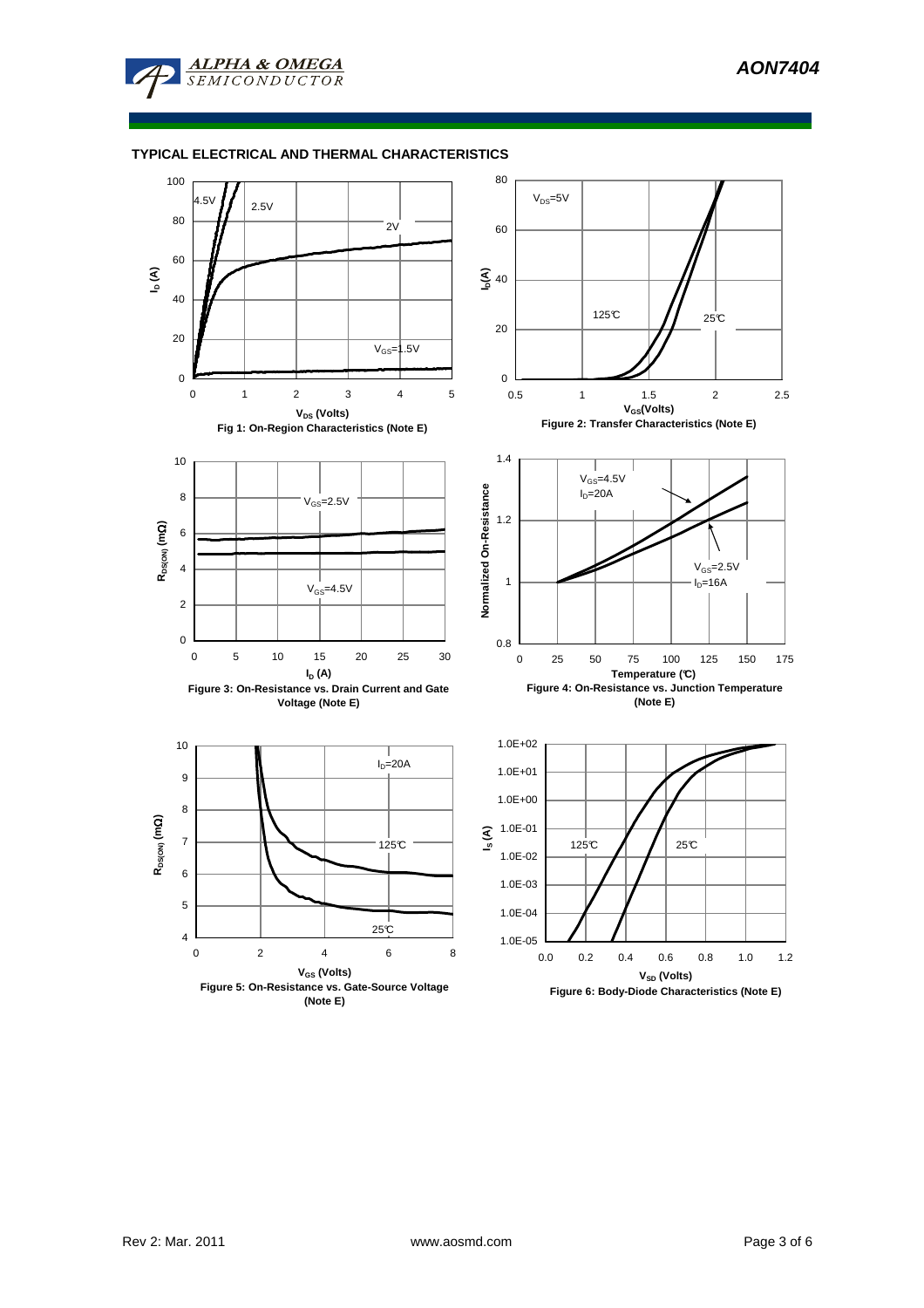## TYPICAL ELECTRICAL AND THERMAL CHARACTERISTICS

Fig 1: On-Region Characteristics (Note E)

Figure 2: Transfer Characteristics (Note E)

Figure 3: On-Resistance vs. Drain Current and Gate Voltage (Note E)

Figure 4: On-Resistance vs. Junction Temperature (Note E)

Figure 5: On-Resistance vs. Gate-Source Voltage (Note E)

Figure 6: Body-Diode Characteristics (Note E)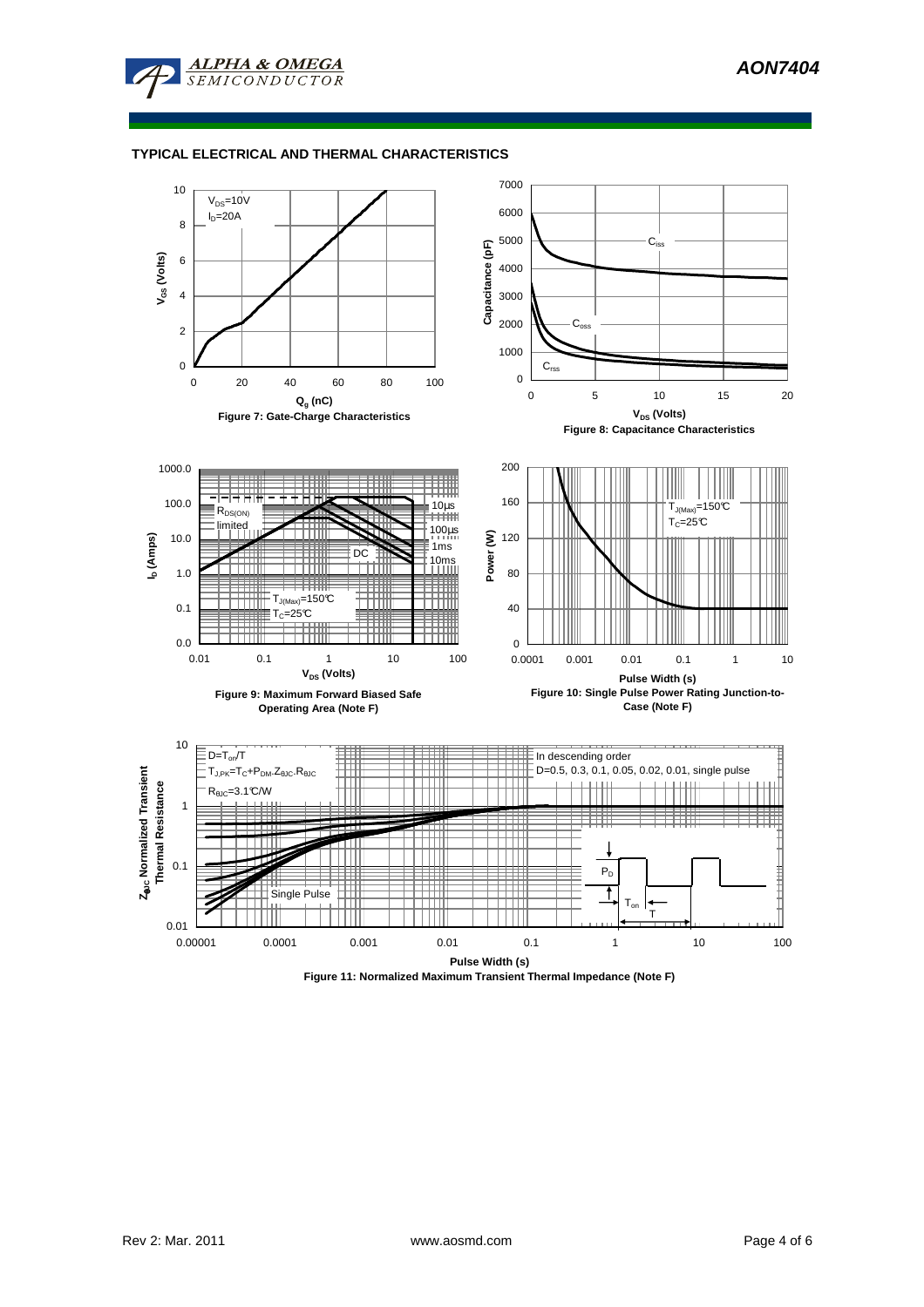## TYPICAL ELECTRICAL AND THERMAL CHARACTERISTICS

$V_{DS}$=10V
$I_D$=20A

**Figure 7: Gate-Charge Characteristics**

$C_{iss}$
$C_{oss}$
$C_{rss}$

**Figure 8: Capacitance Characteristics**

$R_{DS(ON)}$ limited
10µs
100µs
1ms
10ms
DC
$T_{J(Max)}$=150°C
$T_C$=25°C

**Figure 9: Maximum Forward Biased Safe Operating Area (Note F)**

$T_{J(Max)}$=150°C
$T_C$=25°C

**Figure 10: Single Pulse Power Rating Junction-to-Case (Note F)**

D=$T_{on}$/T
$T_{J,PK}$=$T_C$+$P_{DM}$.$Z_{\theta JC}$.$R_{\theta JC}$
$R_{\theta JC}$=3.1°C/W

In descending order
D=0.5, 0.3, 0.1, 0.05, 0.02, 0.01, single pulse

Single Pulse

**Figure 11: Normalized Maximum Transient Thermal Impedance (Note F)**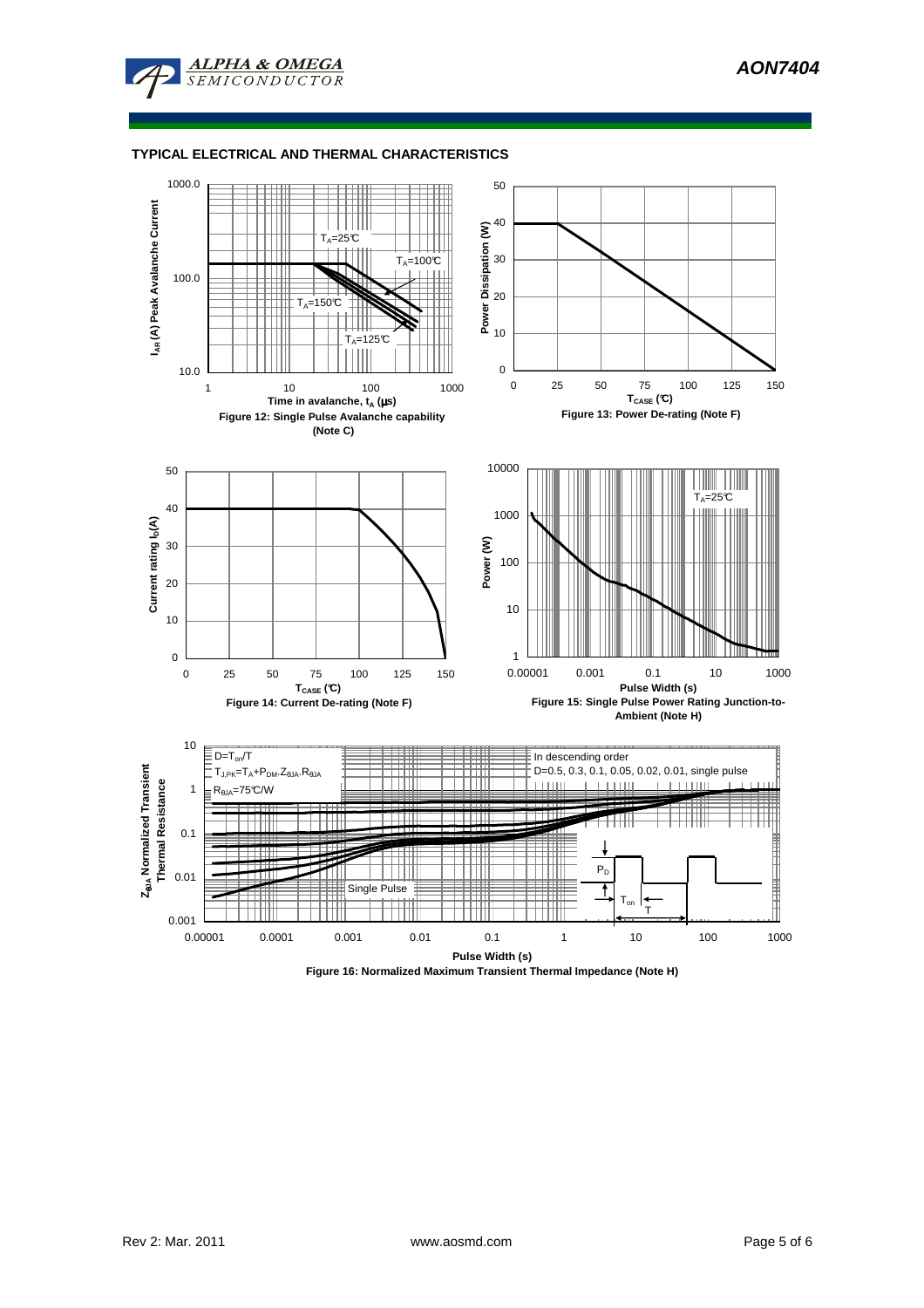## TYPICAL ELECTRICAL AND THERMAL CHARACTERISTICS

$I_{AR}$ (A) Peak Avalanche Current

$T_A$=25°C

$T_A$=100°C

$T_A$=150°C

$T_A$=125°C

Time in avalanche, $t_A$ (μs)

**Figure 12: Single Pulse Avalanche capability (Note C)**

Power Dissipation (W)

$T_{CASE}$ (°C)

**Figure 13: Power De-rating (Note F)**

Current rating $I_D$(A)

$T_{CASE}$ (°C)

**Figure 14: Current De-rating (Note F)**

Power (W)

$T_A$=25°C

Pulse Width (s)

**Figure 15: Single Pulse Power Rating Junction-to-Ambient (Note H)**

$Z_{\theta JA}$ Normalized Transient Thermal Resistance

D=$T_{on}$/T

$T_{J,PK}$=$T_A$+$P_{DM}$.$Z_{\theta JA}$.$R_{\theta JA}$

$R_{\theta JA}$=75°C/W

In descending order

D=0.5, 0.3, 0.1, 0.05, 0.02, 0.01, single pulse

Single Pulse

$P_D$

$T_{on}$

T

Pulse Width (s)

**Figure 16: Normalized Maximum Transient Thermal Impedance (Note H)**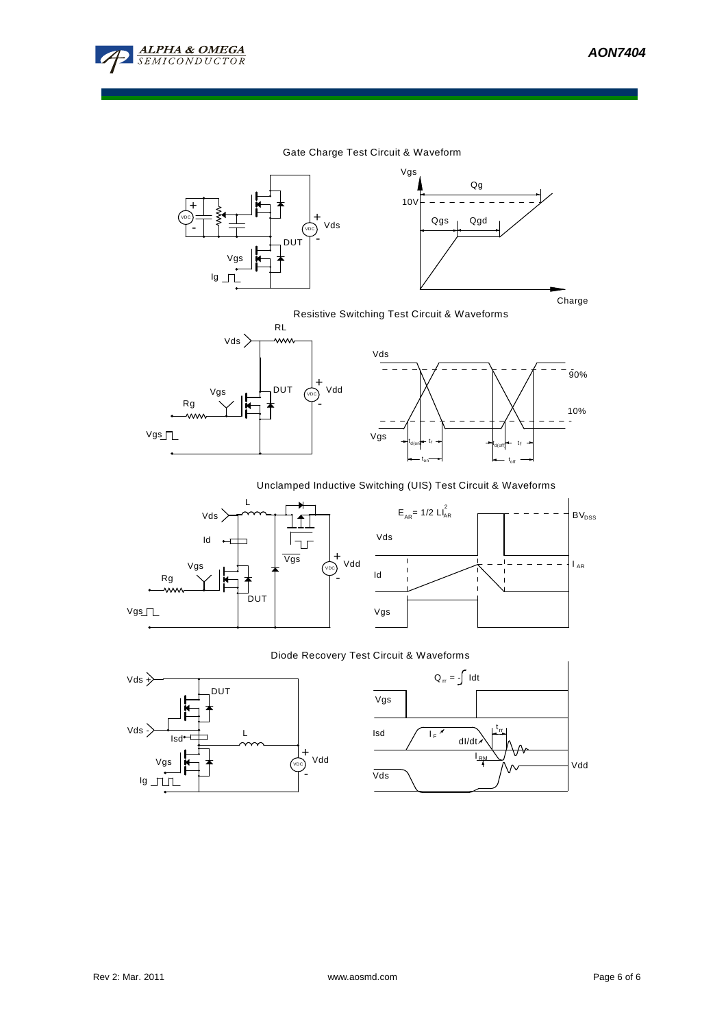## Gate Charge Test Circuit & Waveform

VDC

Vds

DUT

Vgs

Ig

Vgs

Qg

10V

Qgs

Qgd

Charge

## Resistive Switching Test Circuit & Waveforms

RL

Vds

Vgs

DUT

Vdd

VDC

Rg

Vgs

Vds

90%

10%

Vgs

$t_{d(on)}$ $t_r$

$t_{on}$

$t_{d(off)}$ $t_f$

$t_{off}$

## Unclamped Inductive Switching (UIS) Test Circuit & Waveforms

L

Vds

Id

Vgs

Vgs

Vdd

VDC

Rg

DUT

Vgs

$E_{AR} = 1/2\ LI_{AR}^2$

$BV_{DSS}$

Vds

Id

$I_{AR}$

Vgs

## Diode Recovery Test Circuit & Waveforms

Vds +

DUT

Vds -

Isd

L

Vgs

Vdd

VDC

Ig

$Q_{rr} = -\int Idt$

Vgs

Isd

$I_F$

dI/dt

$t_{rr}$

$I_{RM}$

Vds

Vdd